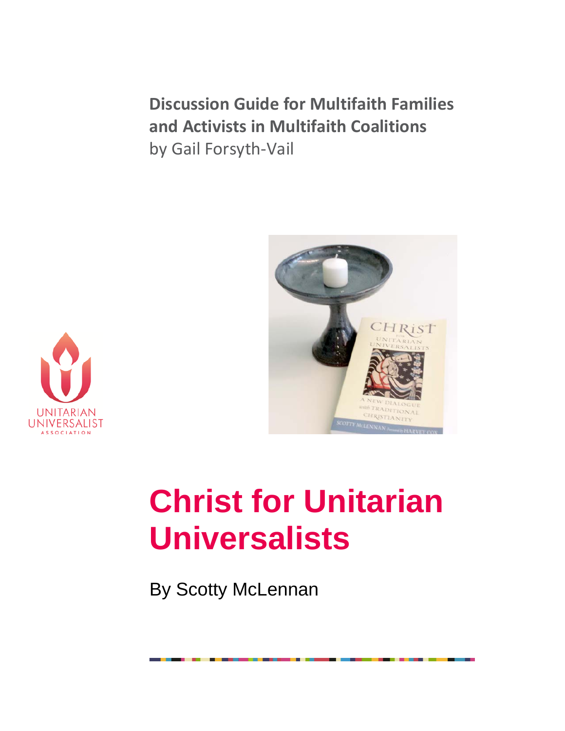**Discussion Guide for Multifaith Families and Activists in Multifaith Coalitions**
by Gail Forsyth-Vail

UNITARIAN UNIVERSALIST ASSOCIATION

# Christ for Unitarian Universalists

By Scotty McLennan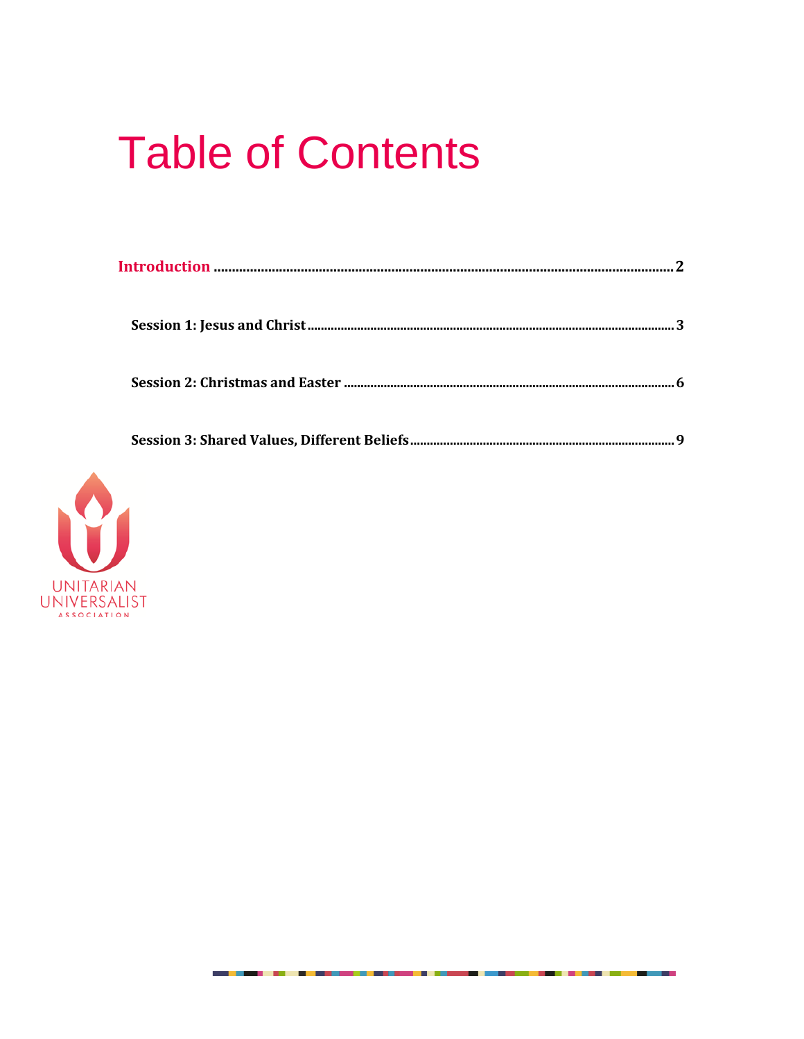# Table of Contents

**Introduction** .......... 2

**Session 1: Jesus and Christ** .......... 3

**Session 2: Christmas and Easter** .......... 6

**Session 3: Shared Values, Different Beliefs** .......... 9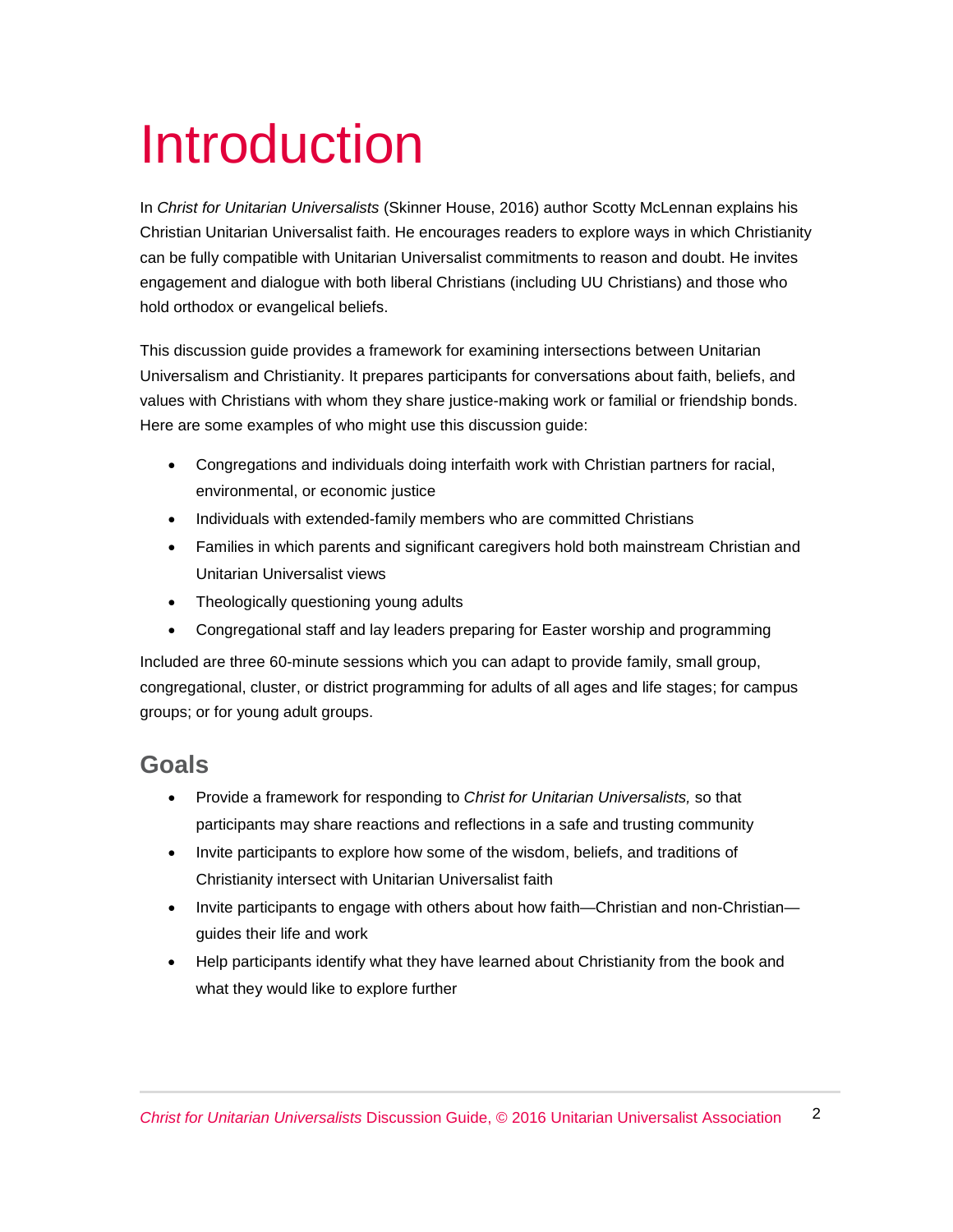# Introduction

In *Christ for Unitarian Universalists* (Skinner House, 2016) author Scotty McLennan explains his Christian Unitarian Universalist faith. He encourages readers to explore ways in which Christianity can be fully compatible with Unitarian Universalist commitments to reason and doubt. He invites engagement and dialogue with both liberal Christians (including UU Christians) and those who hold orthodox or evangelical beliefs.

This discussion guide provides a framework for examining intersections between Unitarian Universalism and Christianity. It prepares participants for conversations about faith, beliefs, and values with Christians with whom they share justice-making work or familial or friendship bonds. Here are some examples of who might use this discussion guide:

- Congregations and individuals doing interfaith work with Christian partners for racial, environmental, or economic justice
- Individuals with extended-family members who are committed Christians
- Families in which parents and significant caregivers hold both mainstream Christian and Unitarian Universalist views
- Theologically questioning young adults
- Congregational staff and lay leaders preparing for Easter worship and programming

Included are three 60-minute sessions which you can adapt to provide family, small group, congregational, cluster, or district programming for adults of all ages and life stages; for campus groups; or for young adult groups.

## Goals

- Provide a framework for responding to *Christ for Unitarian Universalists,* so that participants may share reactions and reflections in a safe and trusting community
- Invite participants to explore how some of the wisdom, beliefs, and traditions of Christianity intersect with Unitarian Universalist faith
- Invite participants to engage with others about how faith—Christian and non-Christian—guides their life and work
- Help participants identify what they have learned about Christianity from the book and what they would like to explore further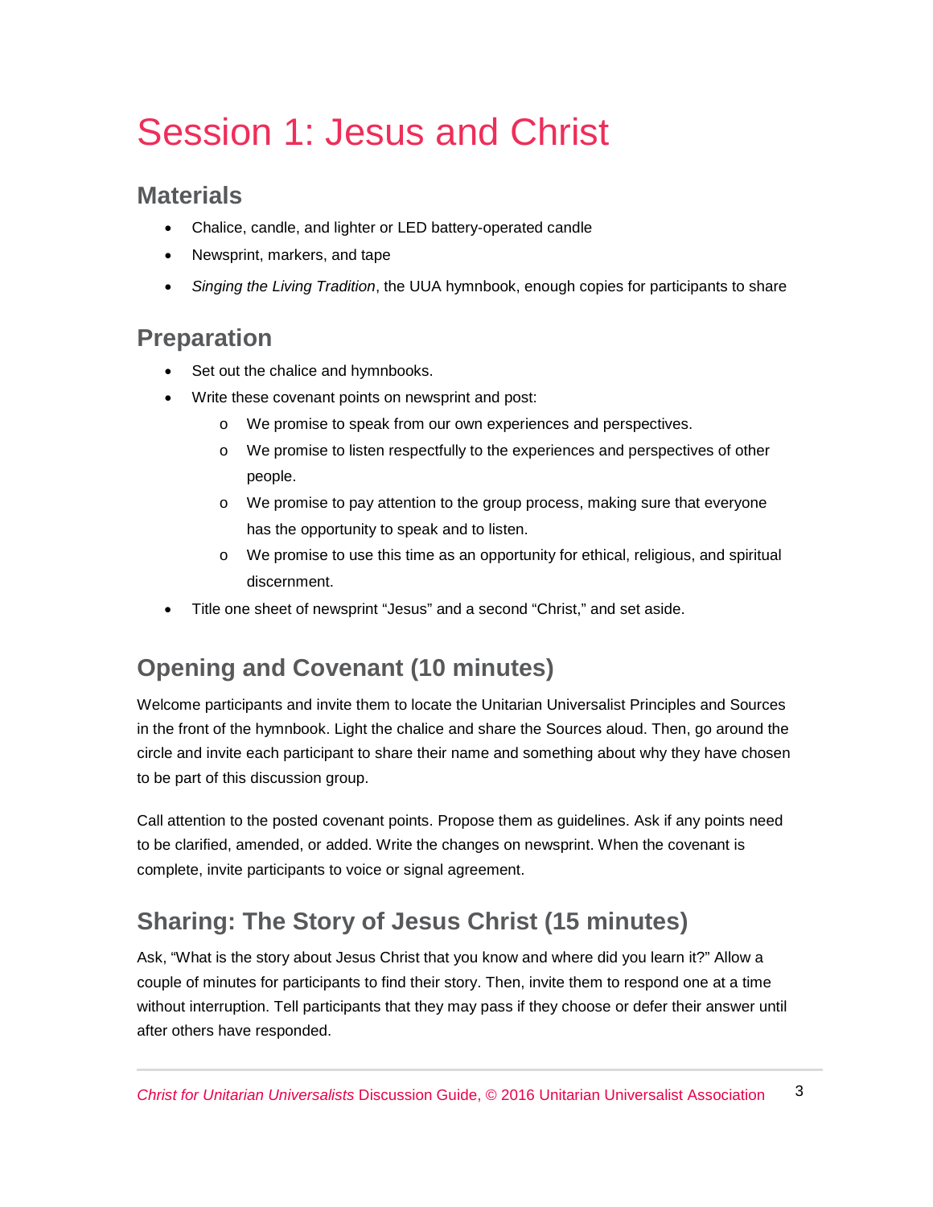# Session 1: Jesus and Christ

## Materials

- Chalice, candle, and lighter or LED battery-operated candle
- Newsprint, markers, and tape
- *Singing the Living Tradition*, the UUA hymnbook, enough copies for participants to share

## Preparation

- Set out the chalice and hymnbooks.
- Write these covenant points on newsprint and post:
  - We promise to speak from our own experiences and perspectives.
  - We promise to listen respectfully to the experiences and perspectives of other people.
  - We promise to pay attention to the group process, making sure that everyone has the opportunity to speak and to listen.
  - We promise to use this time as an opportunity for ethical, religious, and spiritual discernment.
- Title one sheet of newsprint "Jesus" and a second "Christ," and set aside.

## Opening and Covenant (10 minutes)

Welcome participants and invite them to locate the Unitarian Universalist Principles and Sources in the front of the hymnbook. Light the chalice and share the Sources aloud. Then, go around the circle and invite each participant to share their name and something about why they have chosen to be part of this discussion group.

Call attention to the posted covenant points. Propose them as guidelines. Ask if any points need to be clarified, amended, or added. Write the changes on newsprint. When the covenant is complete, invite participants to voice or signal agreement.

## Sharing: The Story of Jesus Christ (15 minutes)

Ask, "What is the story about Jesus Christ that you know and where did you learn it?" Allow a couple of minutes for participants to find their story. Then, invite them to respond one at a time without interruption. Tell participants that they may pass if they choose or defer their answer until after others have responded.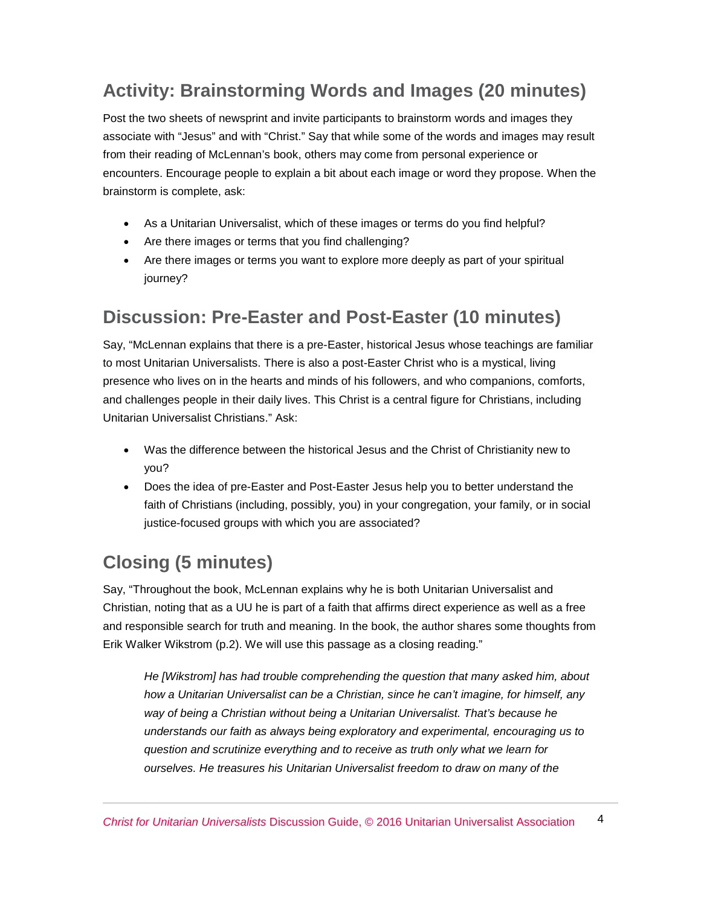## Activity: Brainstorming Words and Images (20 minutes)

Post the two sheets of newsprint and invite participants to brainstorm words and images they associate with "Jesus" and with "Christ." Say that while some of the words and images may result from their reading of McLennan's book, others may come from personal experience or encounters. Encourage people to explain a bit about each image or word they propose. When the brainstorm is complete, ask:

- As a Unitarian Universalist, which of these images or terms do you find helpful?
- Are there images or terms that you find challenging?
- Are there images or terms you want to explore more deeply as part of your spiritual journey?

## Discussion: Pre-Easter and Post-Easter (10 minutes)

Say, "McLennan explains that there is a pre-Easter, historical Jesus whose teachings are familiar to most Unitarian Universalists. There is also a post-Easter Christ who is a mystical, living presence who lives on in the hearts and minds of his followers, and who companions, comforts, and challenges people in their daily lives. This Christ is a central figure for Christians, including Unitarian Universalist Christians." Ask:

- Was the difference between the historical Jesus and the Christ of Christianity new to you?
- Does the idea of pre-Easter and Post-Easter Jesus help you to better understand the faith of Christians (including, possibly, you) in your congregation, your family, or in social justice-focused groups with which you are associated?

## Closing (5 minutes)

Say, "Throughout the book, McLennan explains why he is both Unitarian Universalist and Christian, noting that as a UU he is part of a faith that affirms direct experience as well as a free and responsible search for truth and meaning. In the book, the author shares some thoughts from Erik Walker Wikstrom (p.2). We will use this passage as a closing reading."

> *He [Wikstrom] has had trouble comprehending the question that many asked him, about how a Unitarian Universalist can be a Christian, since he can't imagine, for himself, any way of being a Christian without being a Unitarian Universalist. That's because he understands our faith as always being exploratory and experimental, encouraging us to question and scrutinize everything and to receive as truth only what we learn for ourselves. He treasures his Unitarian Universalist freedom to draw on many of the*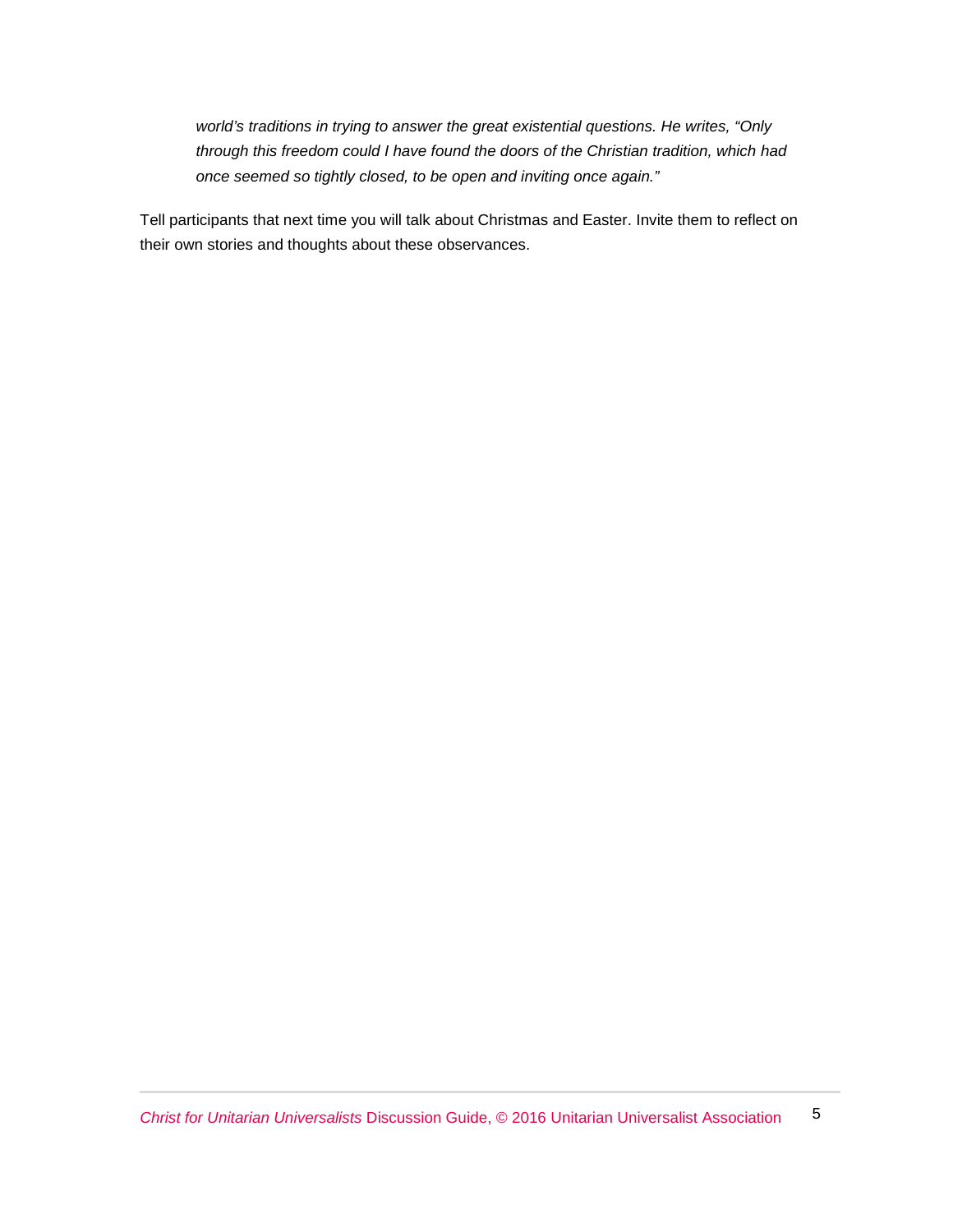*world's traditions in trying to answer the great existential questions. He writes, "Only through this freedom could I have found the doors of the Christian tradition, which had once seemed so tightly closed, to be open and inviting once again."*

Tell participants that next time you will talk about Christmas and Easter. Invite them to reflect on their own stories and thoughts about these observances.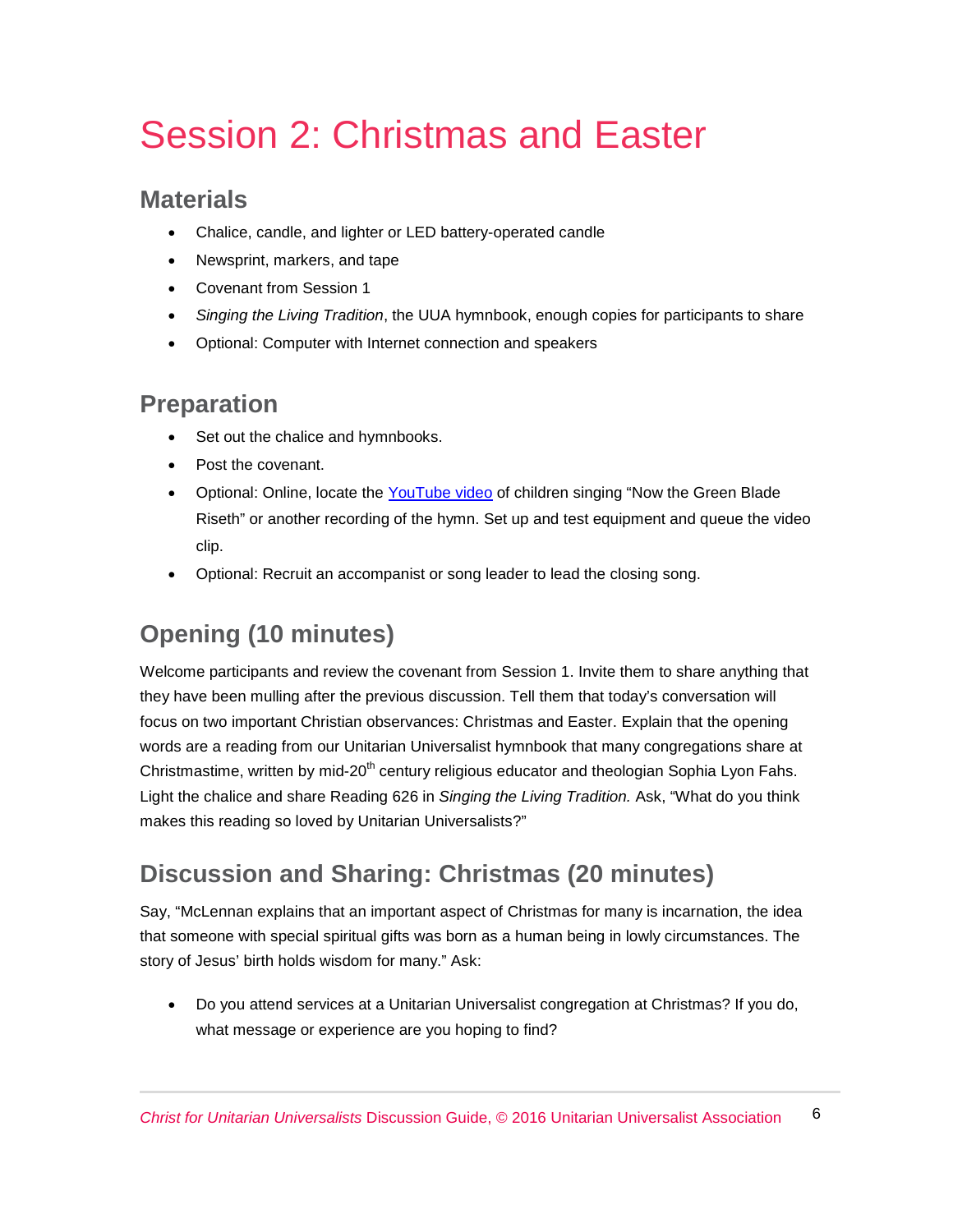# Session 2: Christmas and Easter

## Materials

- Chalice, candle, and lighter or LED battery-operated candle
- Newsprint, markers, and tape
- Covenant from Session 1
- *Singing the Living Tradition*, the UUA hymnbook, enough copies for participants to share
- Optional: Computer with Internet connection and speakers

## Preparation

- Set out the chalice and hymnbooks.
- Post the covenant.
- Optional: Online, locate the YouTube video of children singing “Now the Green Blade Riseth” or another recording of the hymn. Set up and test equipment and queue the video clip.
- Optional: Recruit an accompanist or song leader to lead the closing song.

## Opening (10 minutes)

Welcome participants and review the covenant from Session 1. Invite them to share anything that they have been mulling after the previous discussion. Tell them that today’s conversation will focus on two important Christian observances: Christmas and Easter. Explain that the opening words are a reading from our Unitarian Universalist hymnbook that many congregations share at Christmastime, written by mid-20th century religious educator and theologian Sophia Lyon Fahs. Light the chalice and share Reading 626 in *Singing the Living Tradition.* Ask, “What do you think makes this reading so loved by Unitarian Universalists?”

## Discussion and Sharing: Christmas (20 minutes)

Say, “McLennan explains that an important aspect of Christmas for many is incarnation, the idea that someone with special spiritual gifts was born as a human being in lowly circumstances. The story of Jesus’ birth holds wisdom for many.” Ask:

- Do you attend services at a Unitarian Universalist congregation at Christmas? If you do, what message or experience are you hoping to find?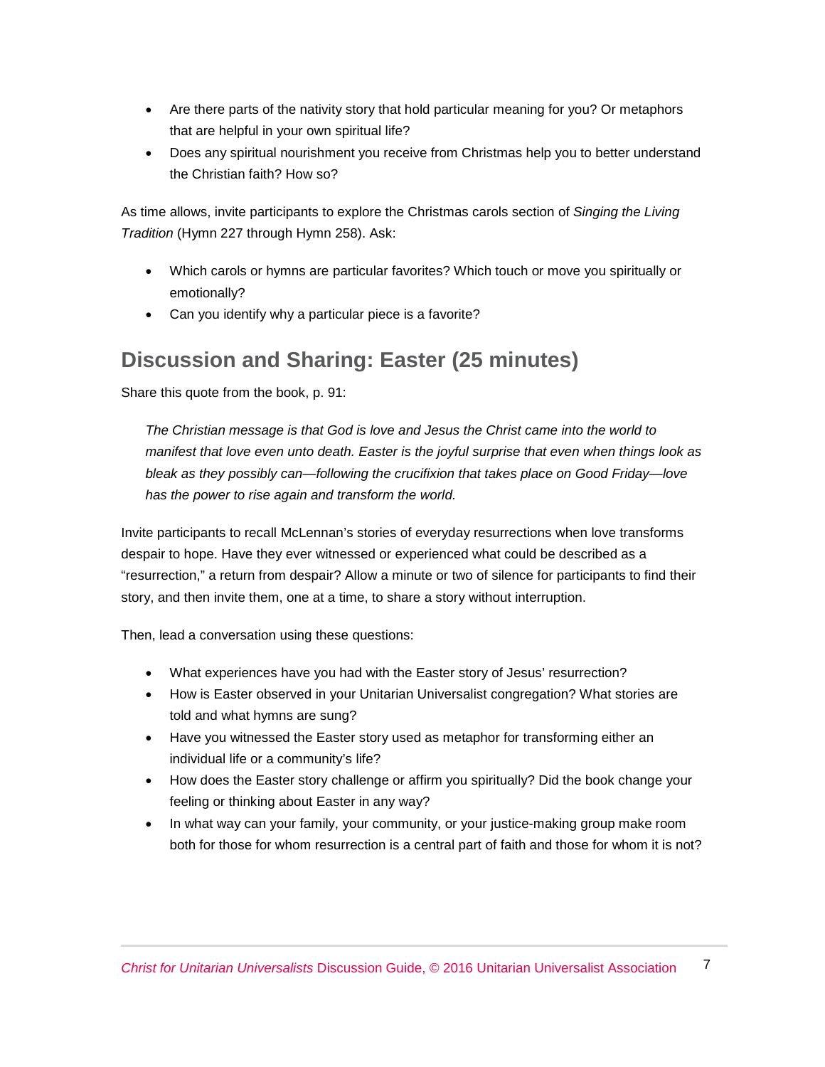- Are there parts of the nativity story that hold particular meaning for you? Or metaphors that are helpful in your own spiritual life?
- Does any spiritual nourishment you receive from Christmas help you to better understand the Christian faith? How so?

As time allows, invite participants to explore the Christmas carols section of *Singing the Living Tradition* (Hymn 227 through Hymn 258). Ask:

- Which carols or hymns are particular favorites? Which touch or move you spiritually or emotionally?
- Can you identify why a particular piece is a favorite?

## Discussion and Sharing: Easter (25 minutes)

Share this quote from the book, p. 91:

> *The Christian message is that God is love and Jesus the Christ came into the world to manifest that love even unto death. Easter is the joyful surprise that even when things look as bleak as they possibly can—following the crucifixion that takes place on Good Friday—love has the power to rise again and transform the world.*

Invite participants to recall McLennan's stories of everyday resurrections when love transforms despair to hope. Have they ever witnessed or experienced what could be described as a "resurrection," a return from despair? Allow a minute or two of silence for participants to find their story, and then invite them, one at a time, to share a story without interruption.

Then, lead a conversation using these questions:

- What experiences have you had with the Easter story of Jesus' resurrection?
- How is Easter observed in your Unitarian Universalist congregation? What stories are told and what hymns are sung?
- Have you witnessed the Easter story used as metaphor for transforming either an individual life or a community's life?
- How does the Easter story challenge or affirm you spiritually? Did the book change your feeling or thinking about Easter in any way?
- In what way can your family, your community, or your justice-making group make room both for those for whom resurrection is a central part of faith and those for whom it is not?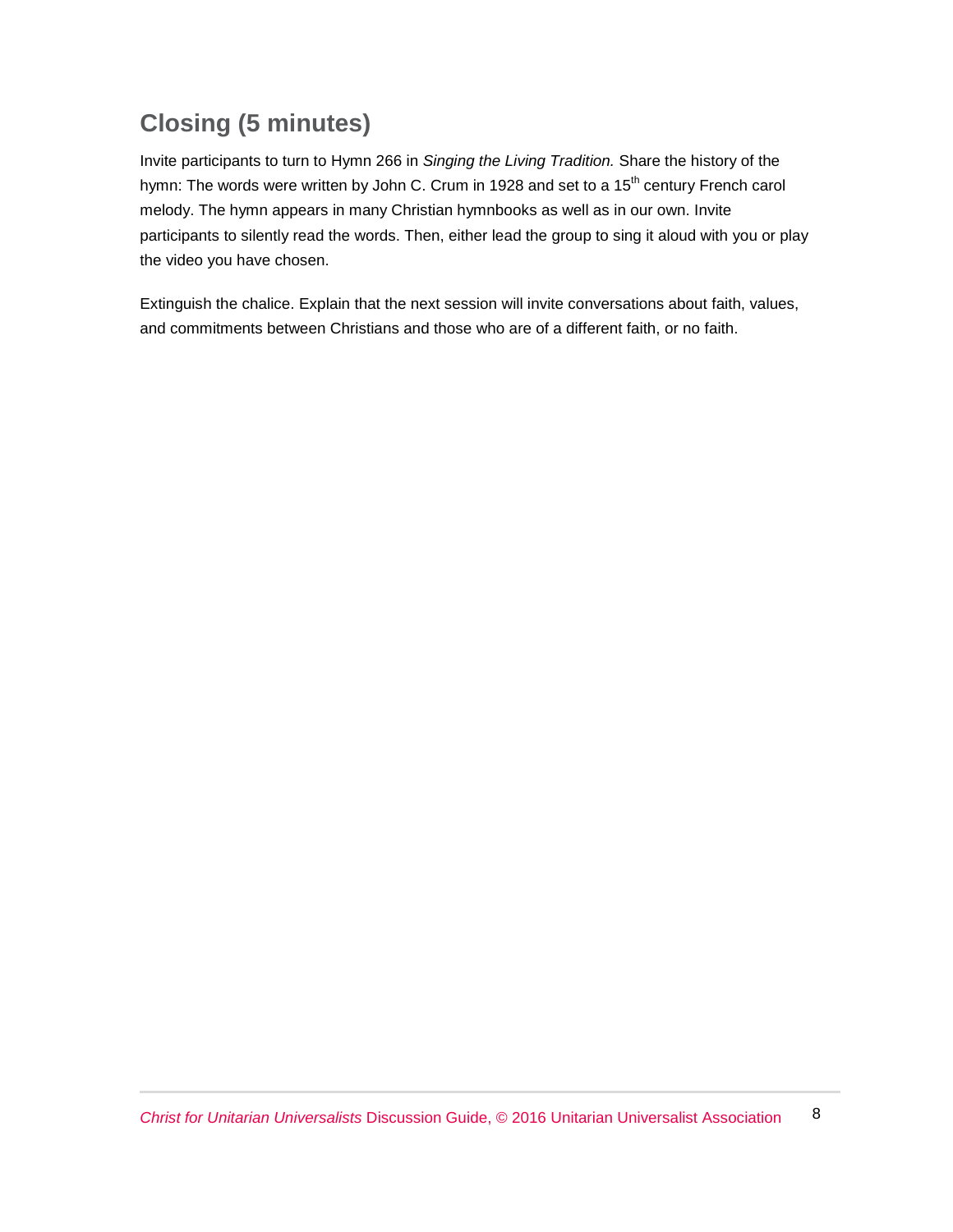## Closing (5 minutes)

Invite participants to turn to Hymn 266 in *Singing the Living Tradition.* Share the history of the hymn: The words were written by John C. Crum in 1928 and set to a 15th century French carol melody. The hymn appears in many Christian hymnbooks as well as in our own. Invite participants to silently read the words. Then, either lead the group to sing it aloud with you or play the video you have chosen.

Extinguish the chalice. Explain that the next session will invite conversations about faith, values, and commitments between Christians and those who are of a different faith, or no faith.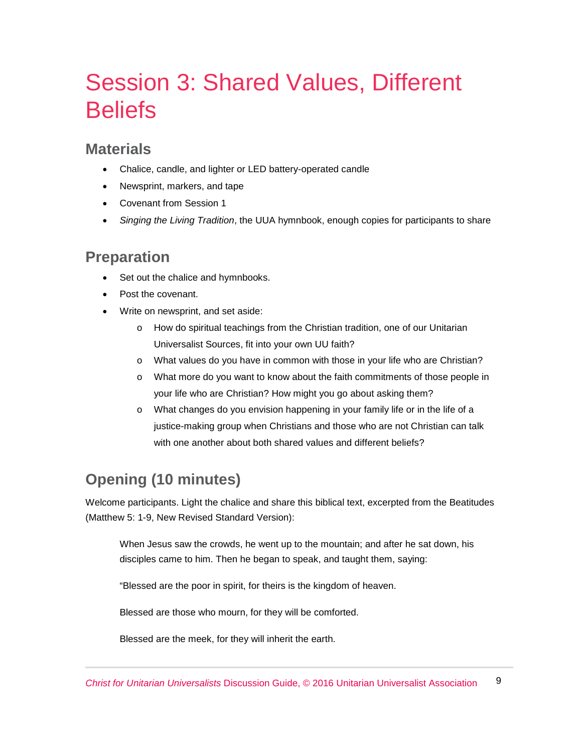# Session 3: Shared Values, Different Beliefs

## Materials

- Chalice, candle, and lighter or LED battery-operated candle
- Newsprint, markers, and tape
- Covenant from Session 1
- *Singing the Living Tradition*, the UUA hymnbook, enough copies for participants to share

## Preparation

- Set out the chalice and hymnbooks.
- Post the covenant.
- Write on newsprint, and set aside:
  - How do spiritual teachings from the Christian tradition, one of our Unitarian Universalist Sources, fit into your own UU faith?
  - What values do you have in common with those in your life who are Christian?
  - What more do you want to know about the faith commitments of those people in your life who are Christian? How might you go about asking them?
  - What changes do you envision happening in your family life or in the life of a justice-making group when Christians and those who are not Christian can talk with one another about both shared values and different beliefs?

## Opening (10 minutes)

Welcome participants. Light the chalice and share this biblical text, excerpted from the Beatitudes (Matthew 5: 1-9, New Revised Standard Version):

> When Jesus saw the crowds, he went up to the mountain; and after he sat down, his disciples came to him. Then he began to speak, and taught them, saying:
>
> "Blessed are the poor in spirit, for theirs is the kingdom of heaven.
>
> Blessed are those who mourn, for they will be comforted.
>
> Blessed are the meek, for they will inherit the earth.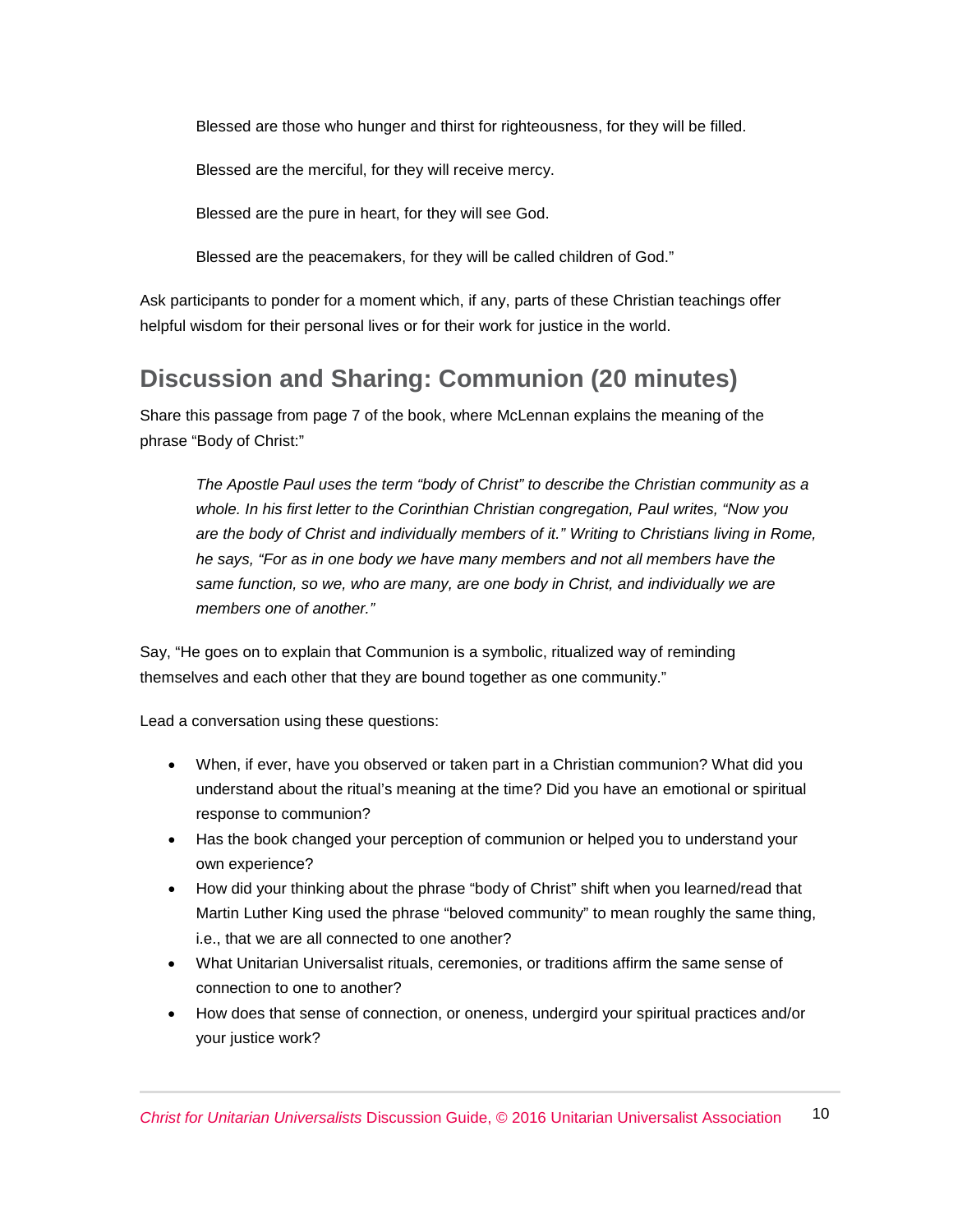> Blessed are those who hunger and thirst for righteousness, for they will be filled.
>
> Blessed are the merciful, for they will receive mercy.
>
> Blessed are the pure in heart, for they will see God.
>
> Blessed are the peacemakers, for they will be called children of God."

Ask participants to ponder for a moment which, if any, parts of these Christian teachings offer helpful wisdom for their personal lives or for their work for justice in the world.

## Discussion and Sharing: Communion (20 minutes)

Share this passage from page 7 of the book, where McLennan explains the meaning of the phrase "Body of Christ:"

> *The Apostle Paul uses the term "body of Christ" to describe the Christian community as a whole. In his first letter to the Corinthian Christian congregation, Paul writes, "Now you are the body of Christ and individually members of it." Writing to Christians living in Rome, he says, "For as in one body we have many members and not all members have the same function, so we, who are many, are one body in Christ, and individually we are members one of another."*

Say, "He goes on to explain that Communion is a symbolic, ritualized way of reminding themselves and each other that they are bound together as one community."

Lead a conversation using these questions:

- When, if ever, have you observed or taken part in a Christian communion? What did you understand about the ritual's meaning at the time? Did you have an emotional or spiritual response to communion?
- Has the book changed your perception of communion or helped you to understand your own experience?
- How did your thinking about the phrase "body of Christ" shift when you learned/read that Martin Luther King used the phrase "beloved community" to mean roughly the same thing, i.e., that we are all connected to one another?
- What Unitarian Universalist rituals, ceremonies, or traditions affirm the same sense of connection to one to another?
- How does that sense of connection, or oneness, undergird your spiritual practices and/or your justice work?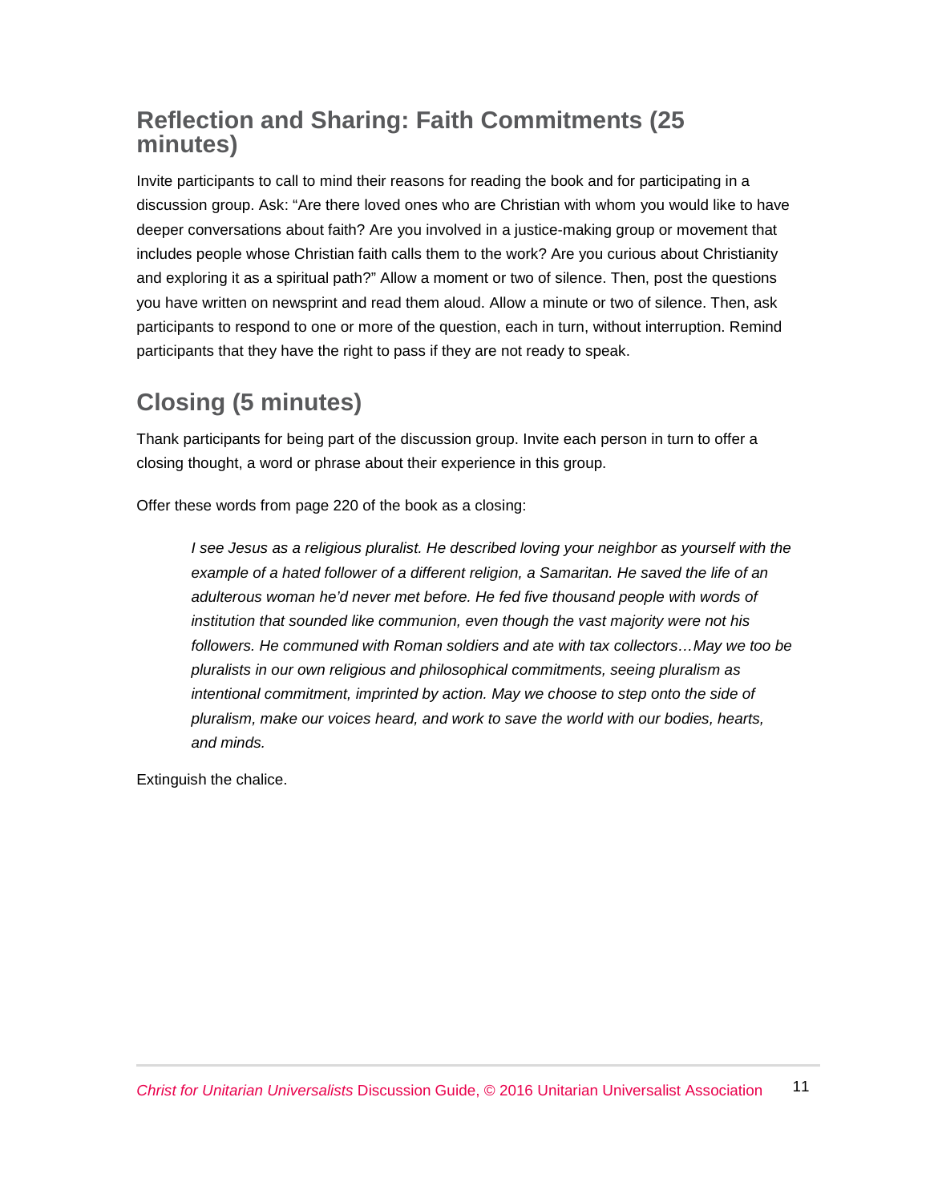## Reflection and Sharing: Faith Commitments (25 minutes)

Invite participants to call to mind their reasons for reading the book and for participating in a discussion group. Ask: “Are there loved ones who are Christian with whom you would like to have deeper conversations about faith? Are you involved in a justice-making group or movement that includes people whose Christian faith calls them to the work? Are you curious about Christianity and exploring it as a spiritual path?” Allow a moment or two of silence. Then, post the questions you have written on newsprint and read them aloud. Allow a minute or two of silence. Then, ask participants to respond to one or more of the question, each in turn, without interruption. Remind participants that they have the right to pass if they are not ready to speak.

## Closing (5 minutes)

Thank participants for being part of the discussion group. Invite each person in turn to offer a closing thought, a word or phrase about their experience in this group.

Offer these words from page 220 of the book as a closing:

> *I see Jesus as a religious pluralist. He described loving your neighbor as yourself with the example of a hated follower of a different religion, a Samaritan. He saved the life of an adulterous woman he’d never met before. He fed five thousand people with words of institution that sounded like communion, even though the vast majority were not his followers. He communed with Roman soldiers and ate with tax collectors…May we too be pluralists in our own religious and philosophical commitments, seeing pluralism as intentional commitment, imprinted by action. May we choose to step onto the side of pluralism, make our voices heard, and work to save the world with our bodies, hearts, and minds.*

Extinguish the chalice.